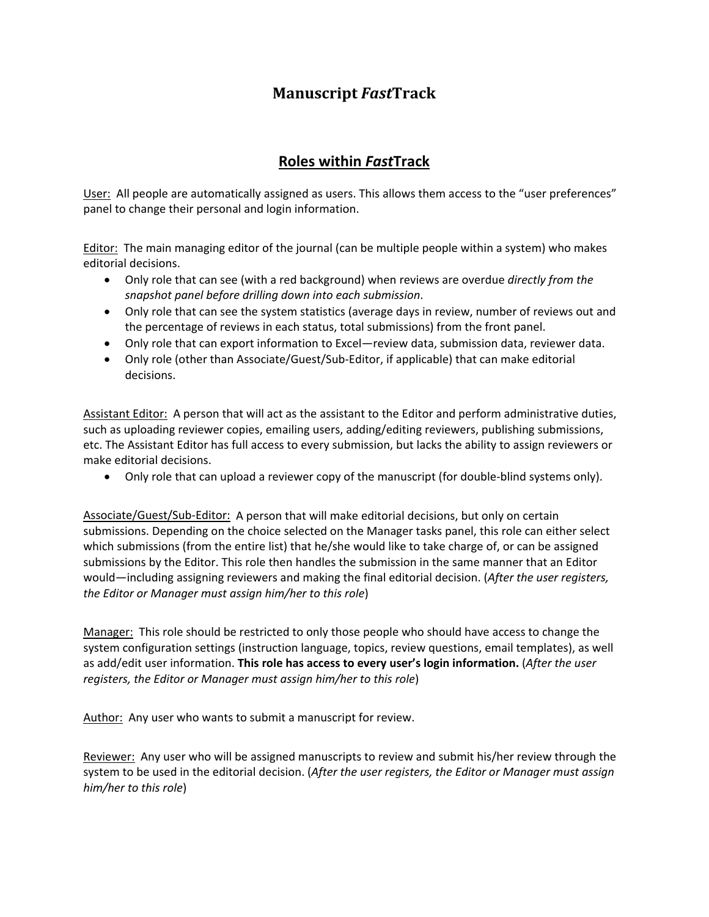# Manuscript *Fast*Track

## Roles within *Fast*Track

User: All people are automatically assigned as users. This allows them access to the "user preferences" panel to change their personal and login information.

Editor: The main managing editor of the journal (can be multiple people within a system) who makes editorial decisions.

- Only role that can see (with a red background) when reviews are overdue *directly from the snapshot panel before drilling down into each submission*.
- Only role that can see the system statistics (average days in review, number of reviews out and the percentage of reviews in each status, total submissions) from the front panel.
- Only role that can export information to Excel—review data, submission data, reviewer data.
- Only role (other than Associate/Guest/Sub-Editor, if applicable) that can make editorial decisions.

Assistant Editor: A person that will act as the assistant to the Editor and perform administrative duties, such as uploading reviewer copies, emailing users, adding/editing reviewers, publishing submissions, etc. The Assistant Editor has full access to every submission, but lacks the ability to assign reviewers or make editorial decisions.

- Only role that can upload a reviewer copy of the manuscript (for double-blind systems only).

Associate/Guest/Sub-Editor: A person that will make editorial decisions, but only on certain submissions. Depending on the choice selected on the Manager tasks panel, this role can either select which submissions (from the entire list) that he/she would like to take charge of, or can be assigned submissions by the Editor. This role then handles the submission in the same manner that an Editor would—including assigning reviewers and making the final editorial decision. (*After the user registers, the Editor or Manager must assign him/her to this role*)

Manager: This role should be restricted to only those people who should have access to change the system configuration settings (instruction language, topics, review questions, email templates), as well as add/edit user information. **This role has access to every user's login information.** (*After the user registers, the Editor or Manager must assign him/her to this role*)

Author: Any user who wants to submit a manuscript for review.

Reviewer: Any user who will be assigned manuscripts to review and submit his/her review through the system to be used in the editorial decision. (*After the user registers, the Editor or Manager must assign him/her to this role*)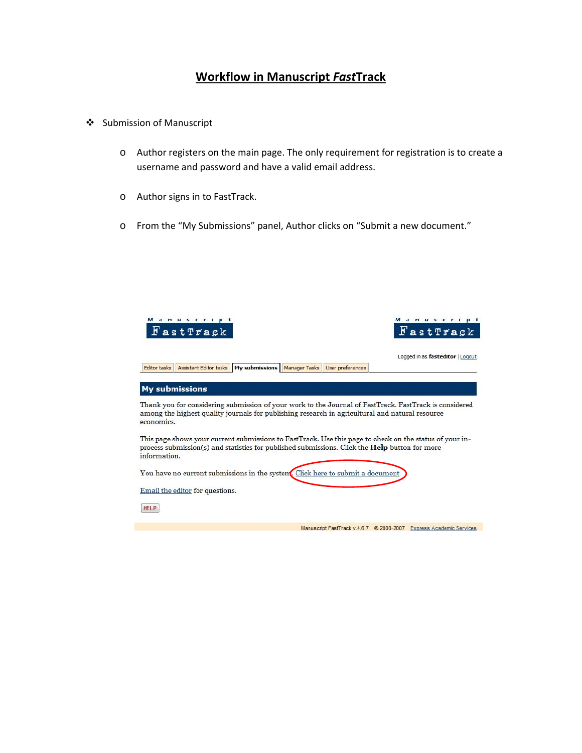# Workflow in Manuscript *Fast*Track

- Submission of Manuscript
  - Author registers on the main page. The only requirement for registration is to create a username and password and have a valid email address.
  - Author signs in to FastTrack.
  - From the "My Submissions" panel, Author clicks on "Submit a new document."

Manuscript FastTrack

Logged in as **fasteditor** | Logout

Editor tasks | Assistant Editor tasks | **My submissions** | Manager Tasks | User preferences

**My submissions**

Thank you for considering submission of your work to the Journal of FastTrack. FastTrack is considered among the highest quality journals for publishing research in agricultural and natural resource economics.

This page shows your current submissions to FastTrack. Use this page to check on the status of your in-process submission(s) and statistics for published submissions. Click the **Help** button for more information.

You have no current submissions in the system. Click here to submit a document

Email the editor for questions.

HELP

Manuscript FastTrack v.4.6.7 © 2000-2007 Express Academic Services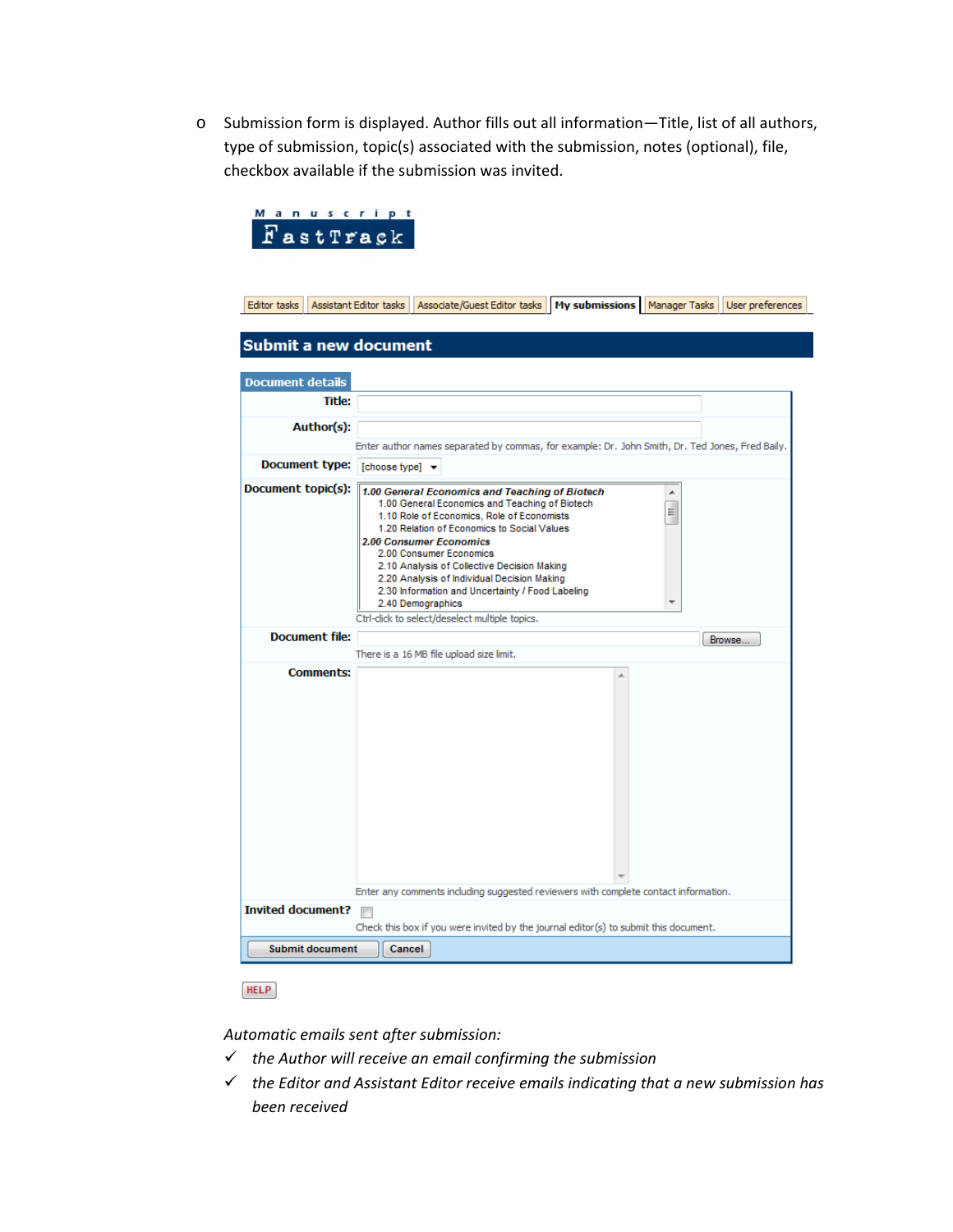- Submission form is displayed. Author fills out all information—Title, list of all authors, type of submission, topic(s) associated with the submission, notes (optional), file, checkbox available if the submission was invited.

Manuscript FastTrack

Editor tasks | Assistant Editor tasks | Associate/Guest Editor tasks | **My submissions** | Manager Tasks | User preferences

## Submit a new document

**Document details**

**Title:**

**Author(s):**

Enter author names separated by commas, for example: Dr. John Smith, Dr. Ted Jones, Fred Baily.

**Document type:** [choose type]

**Document topic(s):**

*1.00 General Economics and Teaching of Biotech*
- 1.00 General Economics and Teaching of Biotech
- 1.10 Role of Economics, Role of Economists
- 1.20 Relation of Economics to Social Values

*2.00 Consumer Economics*
- 2.00 Consumer Economics
- 2.10 Analysis of Collective Decision Making
- 2.20 Analysis of Individual Decision Making
- 2.30 Information and Uncertainty / Food Labeling
- 2.40 Demographics

Ctrl-click to select/deselect multiple topics.

**Document file:** Browse...

There is a 16 MB file upload size limit.

**Comments:**

Enter any comments including suggested reviewers with complete contact information.

**Invited document?** ☐

Check this box if you were invited by the journal editor(s) to submit this document.

Submit document | Cancel

HELP

*Automatic emails sent after submission:*

✓ *the Author will receive an email confirming the submission*

✓ *the Editor and Assistant Editor receive emails indicating that a new submission has been received*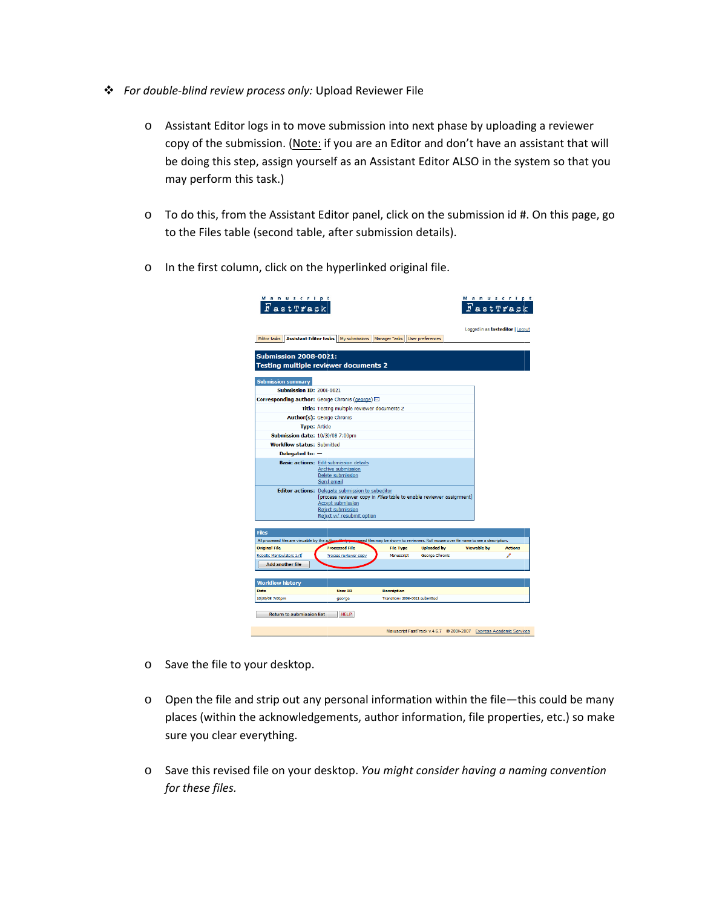- *For double-blind review process only:* Upload Reviewer File

    - Assistant Editor logs in to move submission into next phase by uploading a reviewer copy of the submission. (Note: if you are an Editor and don't have an assistant that will be doing this step, assign yourself as an Assistant Editor ALSO in the system so that you may perform this task.)

    - To do this, from the Assistant Editor panel, click on the submission id #. On this page, go to the Files table (second table, after submission details).

    - In the first column, click on the hyperlinked original file.

    - Save the file to your desktop.

    - Open the file and strip out any personal information within the file—this could be many places (within the acknowledgements, author information, file properties, etc.) so make sure you clear everything.

    - Save this revised file on your desktop. *You might consider having a naming convention for these files.*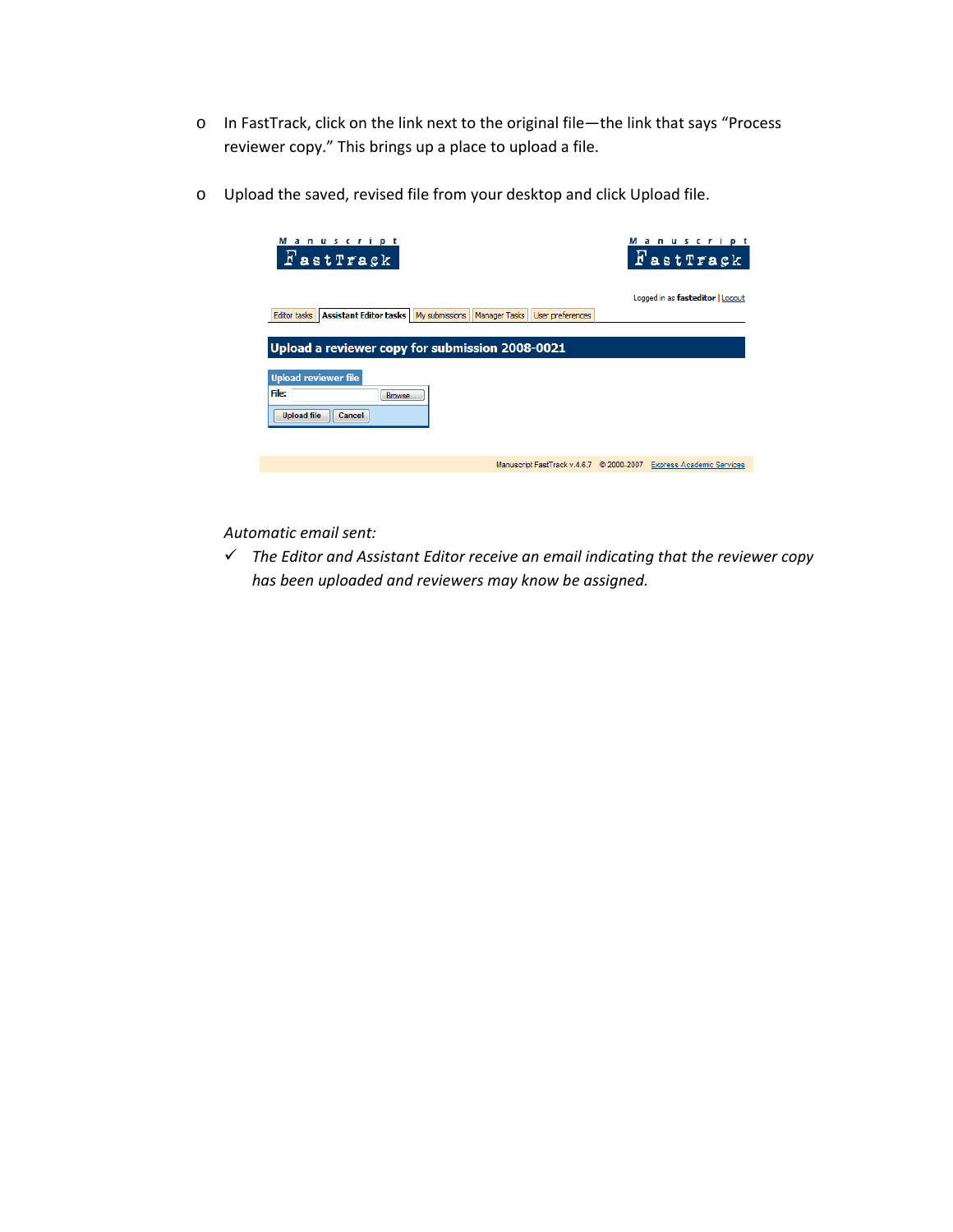- In FastTrack, click on the link next to the original file—the link that says "Process reviewer copy." This brings up a place to upload a file.

- Upload the saved, revised file from your desktop and click Upload file.

*Automatic email sent:*

- ✓ *The Editor and Assistant Editor receive an email indicating that the reviewer copy has been uploaded and reviewers may know be assigned.*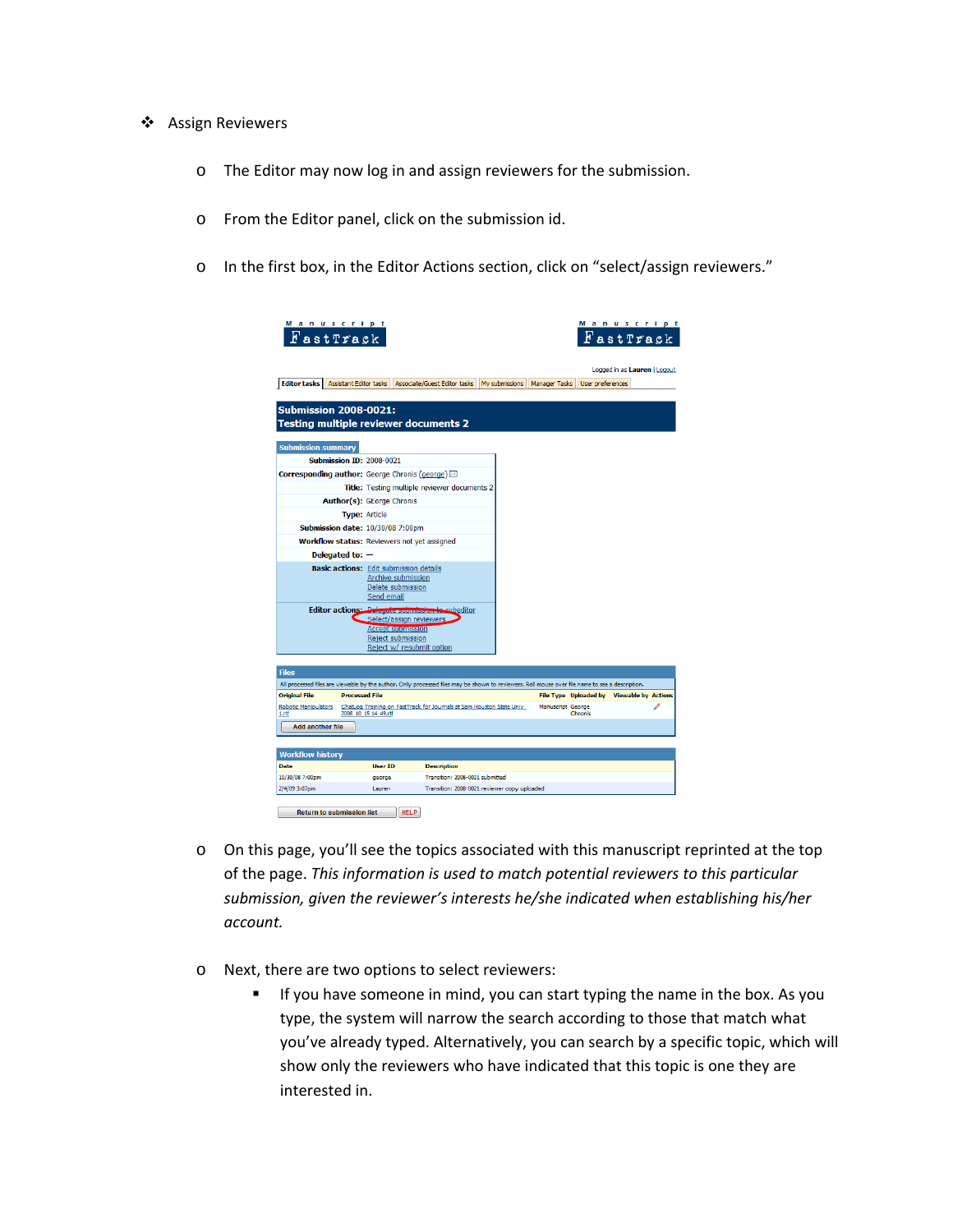- Assign Reviewers
  - The Editor may now log in and assign reviewers for the submission.
  - From the Editor panel, click on the submission id.
  - In the first box, in the Editor Actions section, click on "select/assign reviewers."
  - On this page, you'll see the topics associated with this manuscript reprinted at the top of the page. *This information is used to match potential reviewers to this particular submission, given the reviewer's interests he/she indicated when establishing his/her account.*
  - Next, there are two options to select reviewers:
    - If you have someone in mind, you can start typing the name in the box. As you type, the system will narrow the search according to those that match what you've already typed. Alternatively, you can search by a specific topic, which will show only the reviewers who have indicated that this topic is one they are interested in.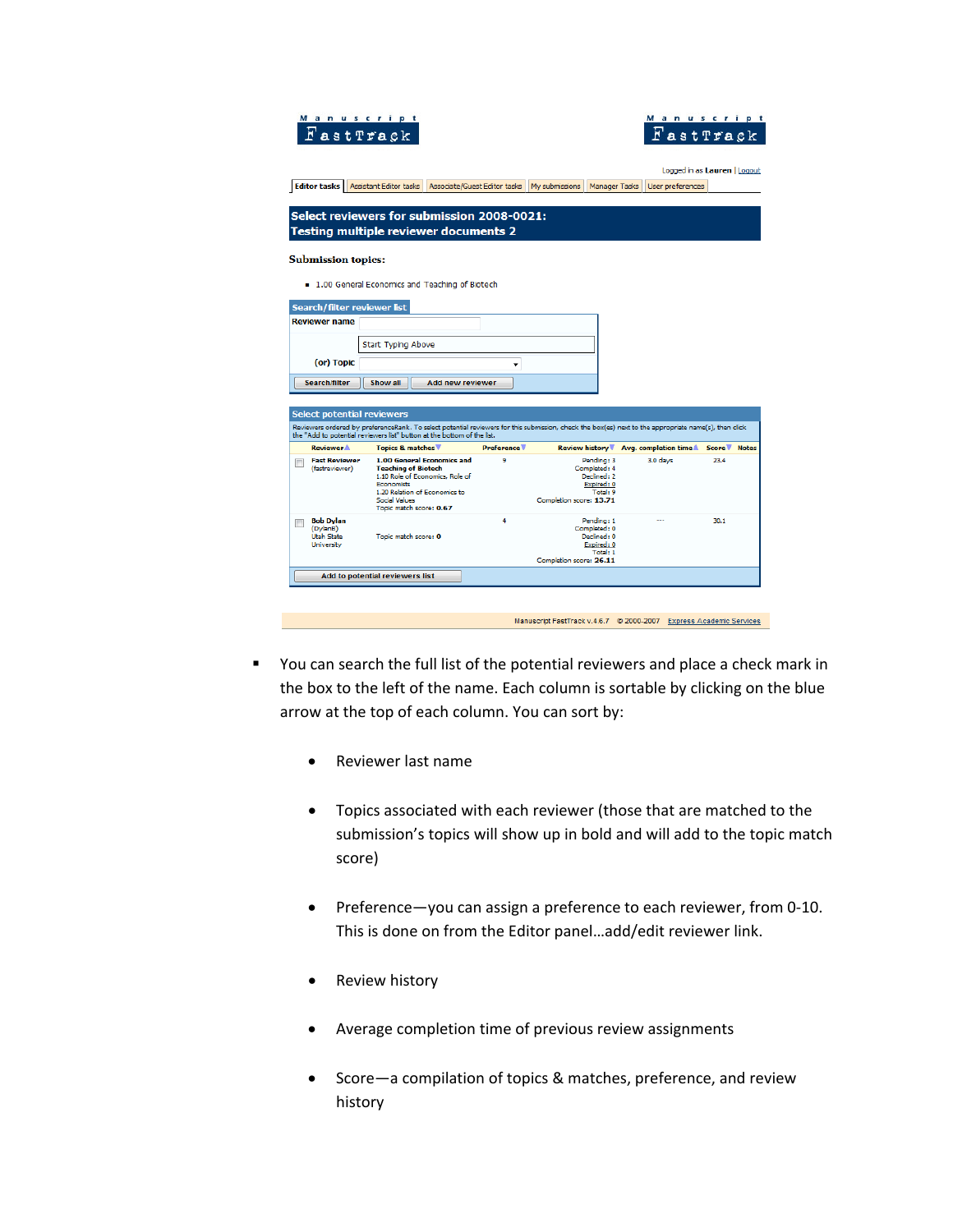Manuscript FastTrack

Logged in as **Lauren** | Logout

Editor tasks | Assistant Editor tasks | Associate/Guest Editor tasks | My submissions | Manager Tasks | User preferences

**Select reviewers for submission 2008-0021: Testing multiple reviewer documents 2**

**Submission topics:**

- 1.00 General Economics and Teaching of Biotech

**Search/filter reviewer list**

Reviewer name

Start Typing Above

(or) Topic

Search/filter | Show all | Add new reviewer

**Select potential reviewers**

Reviewers ordered by preferenceRank. To select potential reviewers for this submission, check the box(es) next to the appropriate name(s), then click the "Add to potential reviewers list" button at the bottom of the list.

| Reviewer | Topics & matches | Preference | Review history | Avg. completion time | Score | Notes |
|---|---|---|---|---|---|---|
| Fast Reviewer (fastreviewer) | **1.00 General Economics and Teaching of Biotech** 1.10 Role of Economics, Role of Economists 1.20 Relation of Economics to Social Values Topic match score: **0.67** | 9 | Pending: 3 Completed: 4 Declined: 2 Expired: 0 Total: 9 Completion score: **13.71** | 3.0 days | 23.4 | |
| Bob Dylan (Dylan8) Utah State University | Topic match score: **0** | 4 | Pending: 1 Completed: 0 Declined: 0 Expired: 0 Total: 1 Completion score: **26.11** | --- | 30.1 | |

Add to potential reviewers list

Manuscript FastTrack v.4.6.7 © 2000-2007 Express Academic Services

- You can search the full list of the potential reviewers and place a check mark in the box to the left of the name. Each column is sortable by clicking on the blue arrow at the top of each column. You can sort by:

  - Reviewer last name
  - Topics associated with each reviewer (those that are matched to the submission's topics will show up in bold and will add to the topic match score)
  - Preference—you can assign a preference to each reviewer, from 0-10. This is done on from the Editor panel…add/edit reviewer link.
  - Review history
  - Average completion time of previous review assignments
  - Score—a compilation of topics & matches, preference, and review history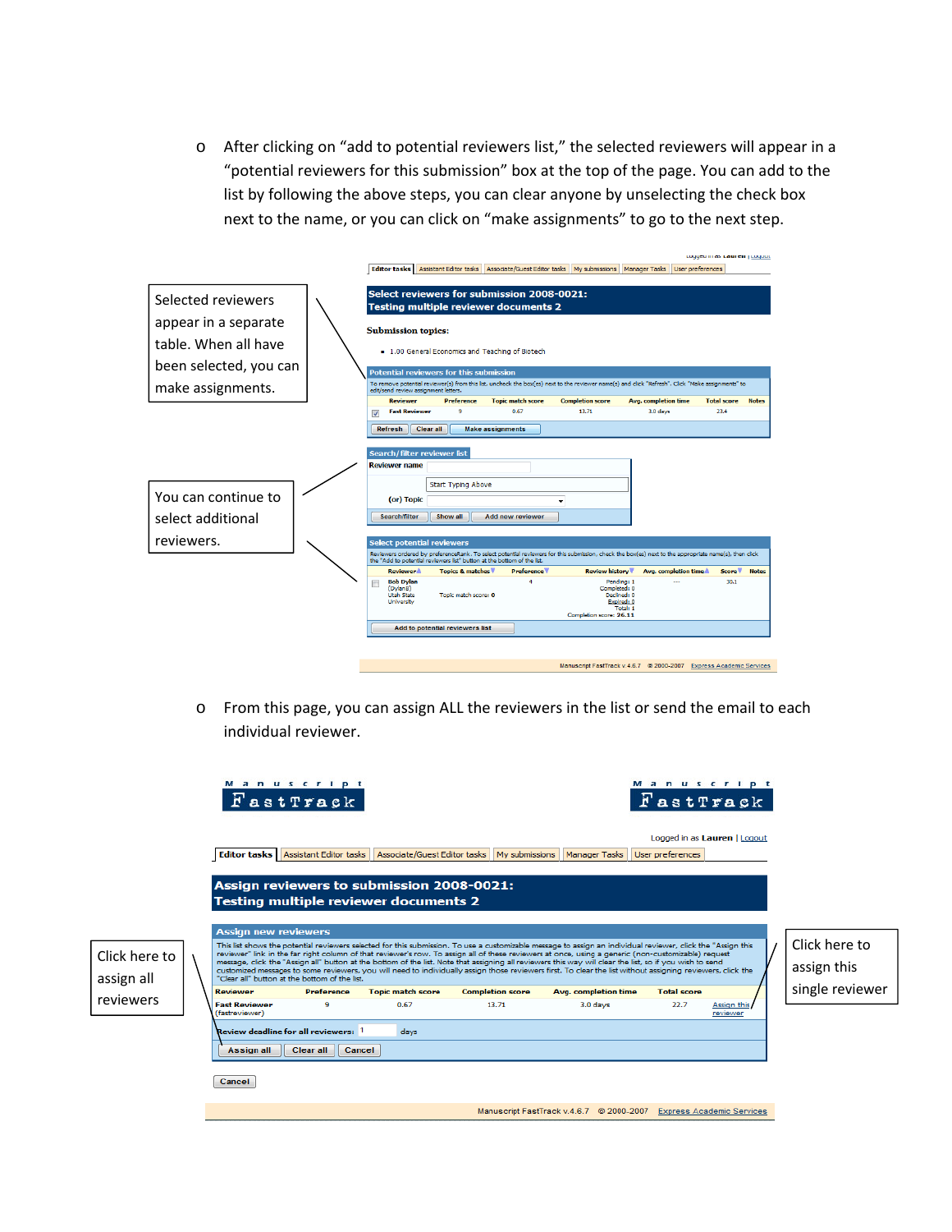- After clicking on "add to potential reviewers list," the selected reviewers will appear in a "potential reviewers for this submission" box at the top of the page. You can add to the list by following the above steps, you can clear anyone by unselecting the check box next to the name, or you can click on "make assignments" to go to the next step.

Selected reviewers appear in a separate table. When all have been selected, you can make assignments.

You can continue to select additional reviewers.

- From this page, you can assign ALL the reviewers in the list or send the email to each individual reviewer.

Click here to assign all reviewers

Click here to assign this single reviewer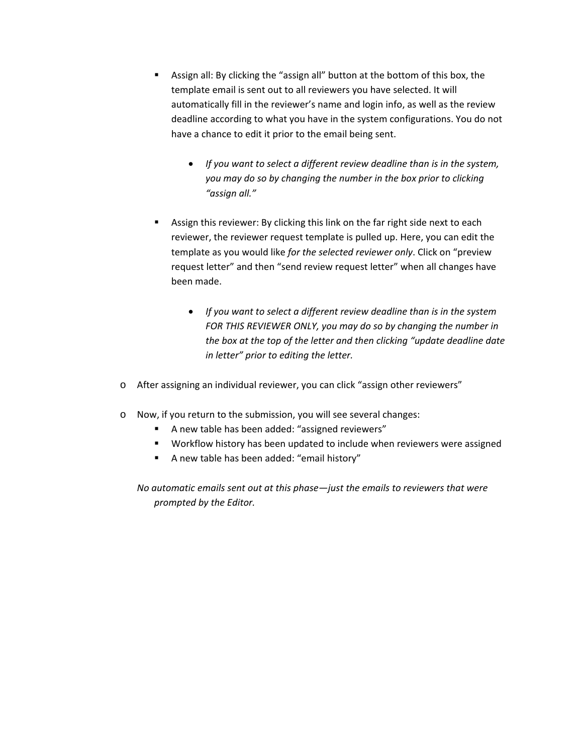- Assign all: By clicking the "assign all" button at the bottom of this box, the template email is sent out to all reviewers you have selected. It will automatically fill in the reviewer's name and login info, as well as the review deadline according to what you have in the system configurations. You do not have a chance to edit it prior to the email being sent.

        - *If you want to select a different review deadline than is in the system, you may do so by changing the number in the box prior to clicking "assign all."*

    - Assign this reviewer: By clicking this link on the far right side next to each reviewer, the reviewer request template is pulled up. Here, you can edit the template as you would like *for the selected reviewer only*. Click on "preview request letter" and then "send review request letter" when all changes have been made.

        - *If you want to select a different review deadline than is in the system FOR THIS REVIEWER ONLY, you may do so by changing the number in the box at the top of the letter and then clicking "update deadline date in letter" prior to editing the letter.*

- After assigning an individual reviewer, you can click "assign other reviewers"

- Now, if you return to the submission, you will see several changes:
    - A new table has been added: "assigned reviewers"
    - Workflow history has been updated to include when reviewers were assigned
    - A new table has been added: "email history"

*No automatic emails sent out at this phase—just the emails to reviewers that were prompted by the Editor.*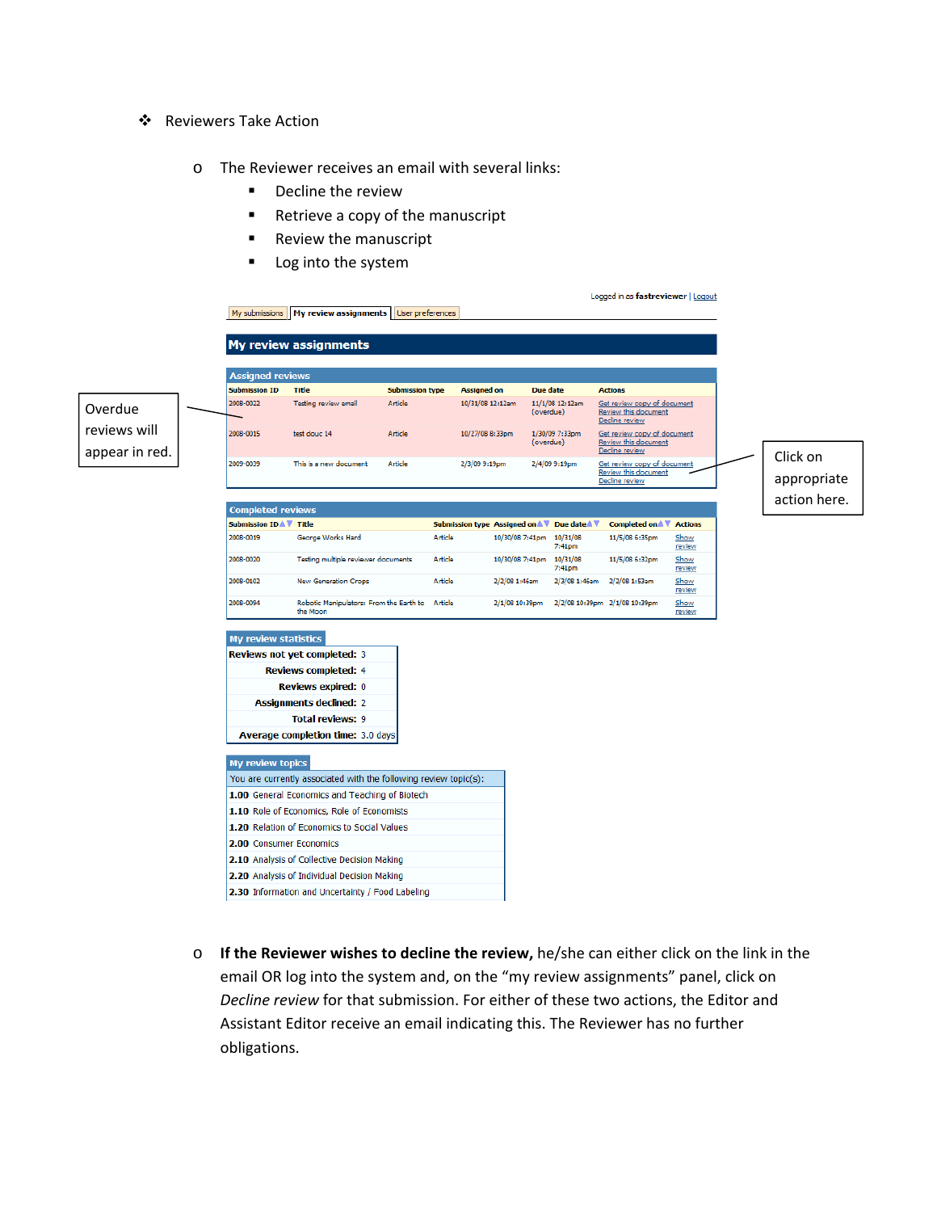- Reviewers Take Action
  - The Reviewer receives an email with several links:
    - Decline the review
    - Retrieve a copy of the manuscript
    - Review the manuscript
    - Log into the system

Logged in as **fastreviewer** | Logout

My submissions | **My review assignments** | User preferences

**My review assignments**

Overdue reviews will appear in red.

**Assigned reviews**

| Submission ID | Title | Submission type | Assigned on | Due date | Actions |
|---|---|---|---|---|---|
| 2008-0022 | Testing review email | Article | 10/31/08 12:12am | 11/1/08 12:12am (overdue) | Get review copy of document<br>Review this document<br>Decline review |
| 2008-0015 | test douc 14 | Article | 10/27/08 8:33pm | 1/30/09 7:33pm (overdue) | Get review copy of document<br>Review this document<br>Decline review |
| 2009-0039 | This is a new document | Article | 2/3/09 9:19pm | 2/4/09 9:19pm | Get review copy of document<br>Review this document<br>Decline review |

Click on appropriate action here.

**Completed reviews**

| Submission ID | Title | Submission type | Assigned on | Due date | Completed on | Actions |
|---|---|---|---|---|---|---|
| 2008-0019 | George Works Hard | Article | 10/30/08 7:41pm | 10/31/08 7:41pm | 11/5/08 6:35pm | Show review |
| 2008-0020 | Testing multiple reviewer documents | Article | 10/30/08 7:41pm | 10/31/08 7:41pm | 11/5/08 6:32pm | Show review |
| 2008-0102 | New Generation Crops | Article | 2/2/08 1:46am | 2/3/08 1:46am | 2/2/08 1:53am | Show review |
| 2008-0094 | Robotic Manipulators: From the Earth to the Moon | Article | 2/1/08 10:39pm | 2/2/08 10:39pm | 2/1/08 10:39pm | Show review |

**My review statistics**

| | |
|---|---|
| Reviews not yet completed: | 3 |
| Reviews completed: | 4 |
| Reviews expired: | 0 |
| Assignments declined: | 2 |
| Total reviews: | 9 |
| Average completion time: | 3.0 days |

**My review topics**

You are currently associated with the following review topic(s):

- **1.00** General Economics and Teaching of Biotech
- **1.10** Role of Economics, Role of Economists
- **1.20** Relation of Economics to Social Values
- **2.00** Consumer Economics
- **2.10** Analysis of Collective Decision Making
- **2.20** Analysis of Individual Decision Making
- **2.30** Information and Uncertainty / Food Labeling

  - **If the Reviewer wishes to decline the review,** he/she can either click on the link in the email OR log into the system and, on the "my review assignments" panel, click on *Decline review* for that submission. For either of these two actions, the Editor and Assistant Editor receive an email indicating this. The Reviewer has no further obligations.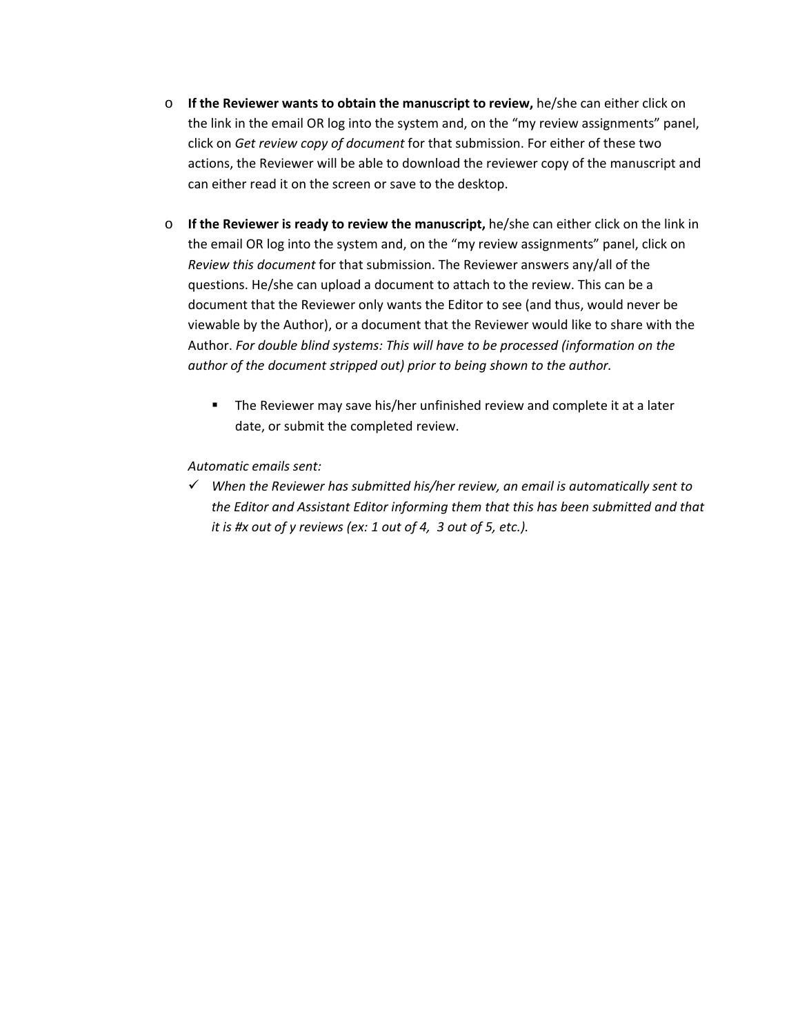- **If the Reviewer wants to obtain the manuscript to review,** he/she can either click on the link in the email OR log into the system and, on the "my review assignments" panel, click on *Get review copy of document* for that submission. For either of these two actions, the Reviewer will be able to download the reviewer copy of the manuscript and can either read it on the screen or save to the desktop.

- **If the Reviewer is ready to review the manuscript,** he/she can either click on the link in the email OR log into the system and, on the "my review assignments" panel, click on *Review this document* for that submission. The Reviewer answers any/all of the questions. He/she can upload a document to attach to the review. This can be a document that the Reviewer only wants the Editor to see (and thus, would never be viewable by the Author), or a document that the Reviewer would like to share with the Author. *For double blind systems: This will have to be processed (information on the author of the document stripped out) prior to being shown to the author.*

    - The Reviewer may save his/her unfinished review and complete it at a later date, or submit the completed review.

  *Automatic emails sent:*

  ✓ *When the Reviewer has submitted his/her review, an email is automatically sent to the Editor and Assistant Editor informing them that this has been submitted and that it is #x out of y reviews (ex: 1 out of 4, 3 out of 5, etc.).*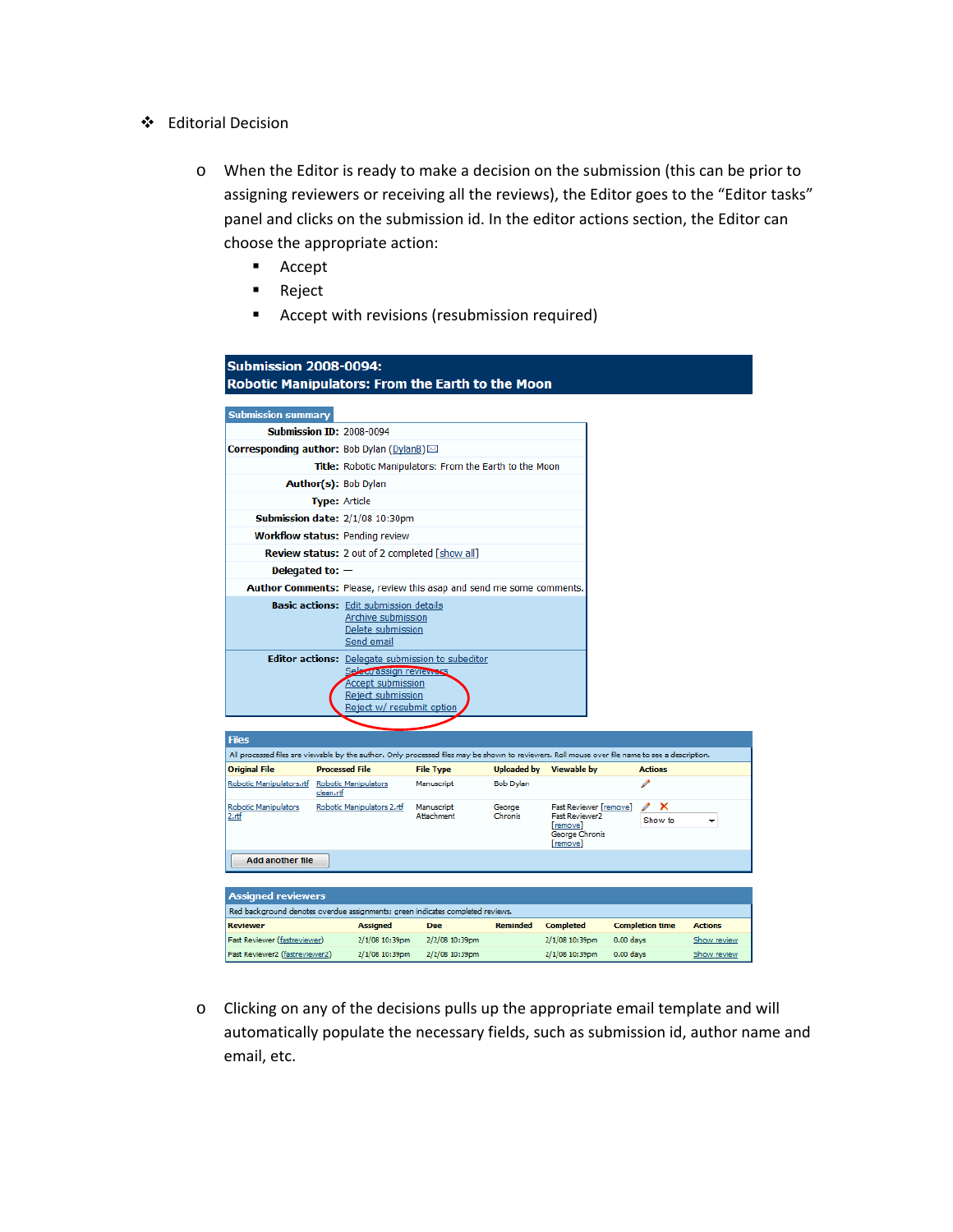- Editorial Decision

  - When the Editor is ready to make a decision on the submission (this can be prior to assigning reviewers or receiving all the reviews), the Editor goes to the “Editor tasks” panel and clicks on the submission id. In the editor actions section, the Editor can choose the appropriate action:
    - Accept
    - Reject
    - Accept with revisions (resubmission required)

**Submission 2008-0094:**
**Robotic Manipulators: From the Earth to the Moon**

**Submission summary**

| | |
|---|---|
| **Submission ID:** | 2008-0094 |
| **Corresponding author:** | Bob Dylan (DylanB) |
| **Title:** | Robotic Manipulators: From the Earth to the Moon |
| **Author(s):** | Bob Dylan |
| **Type:** | Article |
| **Submission date:** | 2/1/08 10:30pm |
| **Workflow status:** | Pending review |
| **Review status:** | 2 out of 2 completed [show all] |
| **Delegated to:** | — |
| **Author Comments:** | Please, review this asap and send me some comments. |
| **Basic actions:** | Edit submission details<br>Archive submission<br>Delete submission<br>Send email |
| **Editor actions:** | Delegate submission to subeditor<br>Select/assign reviewers<br>Accept submission<br>Reject submission<br>Reject w/ resubmit option |

**Files**

All processed files are viewable by the author. Only processed files may be shown to reviewers. Roll mouse over file name to see a description.

| Original File | Processed File | File Type | Uploaded by | Viewable by | Actions |
|---|---|---|---|---|---|
| Robotic Manipulators.rtf | Robotic Manipulators clean.rtf | Manuscript | Bob Dylan | | |
| Robotic Manipulators 2.rtf | Robotic Manipulators 2.rtf | Manuscript Attachment | George Chronis | Fast Reviewer [remove]<br>Fast Reviewer2 [remove]<br>George Chronis [remove] | Show to |

Add another file

**Assigned reviewers**

Red background denotes overdue assignments; green indicates completed reviews.

| Reviewer | Assigned | Due | Reminded | Completed | Completion time | Actions |
|---|---|---|---|---|---|---|
| Fast Reviewer (fastreviewer) | 2/1/08 10:39pm | 2/2/08 10:39pm | | 2/1/08 10:39pm | 0.00 days | Show review |
| Fast Reviewer2 (fastreviewer2) | 2/1/08 10:39pm | 2/2/08 10:39pm | | 2/1/08 10:39pm | 0.00 days | Show review |

  - Clicking on any of the decisions pulls up the appropriate email template and will automatically populate the necessary fields, such as submission id, author name and email, etc.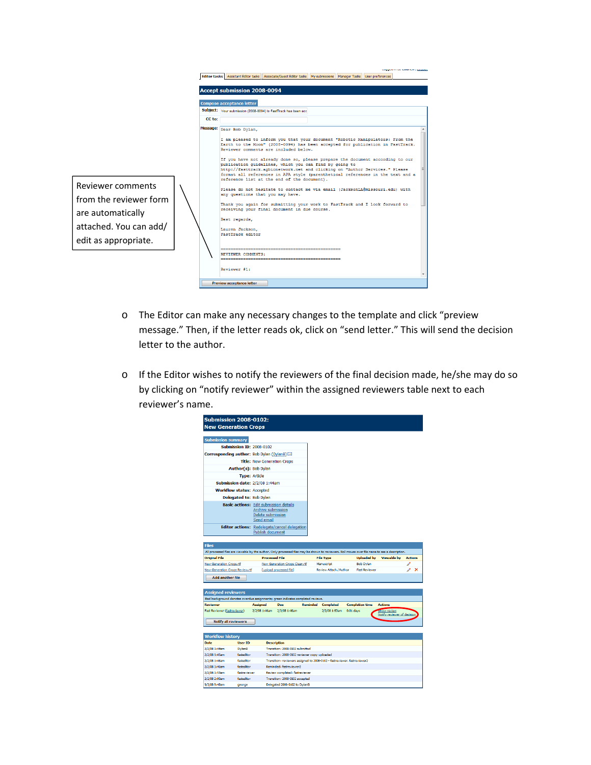Reviewer comments from the reviewer form are automatically attached. You can add/ edit as appropriate.

- The Editor can make any necessary changes to the template and click "preview message." Then, if the letter reads ok, click on "send letter." This will send the decision letter to the author.

- If the Editor wishes to notify the reviewers of the final decision made, he/she may do so by clicking on "notify reviewer" within the assigned reviewers table next to each reviewer's name.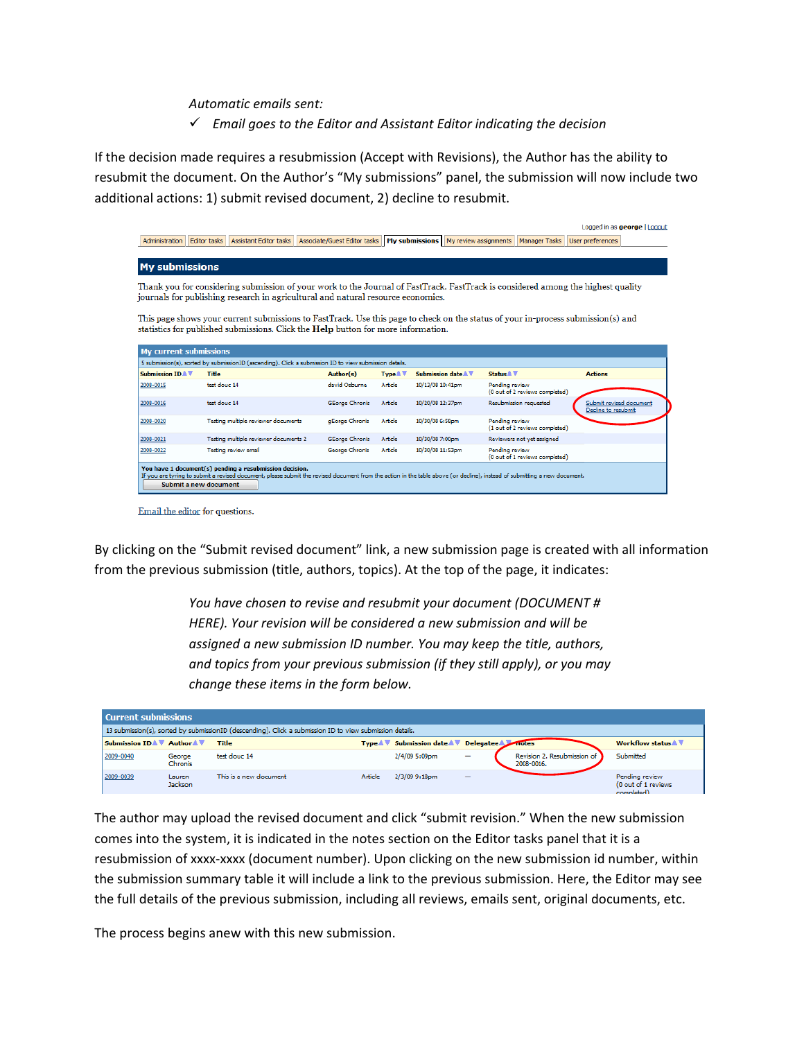*Automatic emails sent:*

- ✓ *Email goes to the Editor and Assistant Editor indicating the decision*

If the decision made requires a resubmission (Accept with Revisions), the Author has the ability to resubmit the document. On the Author's "My submissions" panel, the submission will now include two additional actions: 1) submit revised document, 2) decline to resubmit.

Logged in as **george** | Logout

Administration | Editor tasks | Assistant Editor tasks | Associate/Guest Editor tasks | **My submissions** | My review assignments | Manager Tasks | User preferences

## My submissions

Thank you for considering submission of your work to the Journal of FastTrack. FastTrack is considered among the highest quality journals for publishing research in agricultural and natural resource economics.

This page shows your current submissions to FastTrack. Use this page to check on the status of your in-process submission(s) and statistics for published submissions. Click the **Help** button for more information.

**My current submissions**

5 submission(s), sorted by submissionID (ascending). Click a submission ID to view submission details.

| Submission ID | Title | Author(s) | Type | Submission date | Status | Actions |
|---|---|---|---|---|---|---|
| 2008-0015 | test douc 14 | david Osburne | Article | 10/13/08 10:41pm | Pending review (0 out of 2 reviews completed) | |
| 2008-0016 | test douc 14 | GEorge Chronis | Article | 10/20/08 12:37pm | Resubmission requested | Submit revised document<br>Decline to resubmit |
| 2008-0020 | Testing multiple reviewer documents | gEorge Chronis | Article | 10/30/08 6:58pm | Pending review (1 out of 2 reviews completed) | |
| 2008-0021 | Testing multiple reviewer documents 2 | GEorge Chronis | Article | 10/30/08 7:00pm | Reviewers not yet assigned | |
| 2008-0022 | Testing review email | George Chronis | Article | 10/30/08 11:53pm | Pending review (0 out of 1 reviews completed) | |

**You have 1 document(s) pending a resubmission decision.**
If you are trying to submit a revised document, please submit the revised document from the action in the table above (or decline), instead of submitting a new document.

Submit a new document

Email the editor for questions.

By clicking on the "Submit revised document" link, a new submission page is created with all information from the previous submission (title, authors, topics). At the top of the page, it indicates:

> *You have chosen to revise and resubmit your document (DOCUMENT # HERE). Your revision will be considered a new submission and will be assigned a new submission ID number. You may keep the title, authors, and topics from your previous submission (if they still apply), or you may change these items in the form below.*

**Current submissions**

13 submission(s), sorted by submissionID (descending). Click a submission ID to view submission details.

| Submission ID | Author | Title | Type | Submission date | Delegatee | Notes | Workflow status |
|---|---|---|---|---|---|---|---|
| 2009-0040 | George Chronis | test douc 14 | | 2/4/09 5:09pm | – | Revision 2. Resubmission of 2008-0016. | Submitted |
| 2009-0039 | Lauren Jackson | This is a new document | Article | 2/3/09 9:18pm | – | | Pending review (0 out of 1 reviews completed) |

The author may upload the revised document and click "submit revision." When the new submission comes into the system, it is indicated in the notes section on the Editor tasks panel that it is a resubmission of xxxx-xxxx (document number). Upon clicking on the new submission id number, within the submission summary table it will include a link to the previous submission. Here, the Editor may see the full details of the previous submission, including all reviews, emails sent, original documents, etc.

The process begins anew with this new submission.